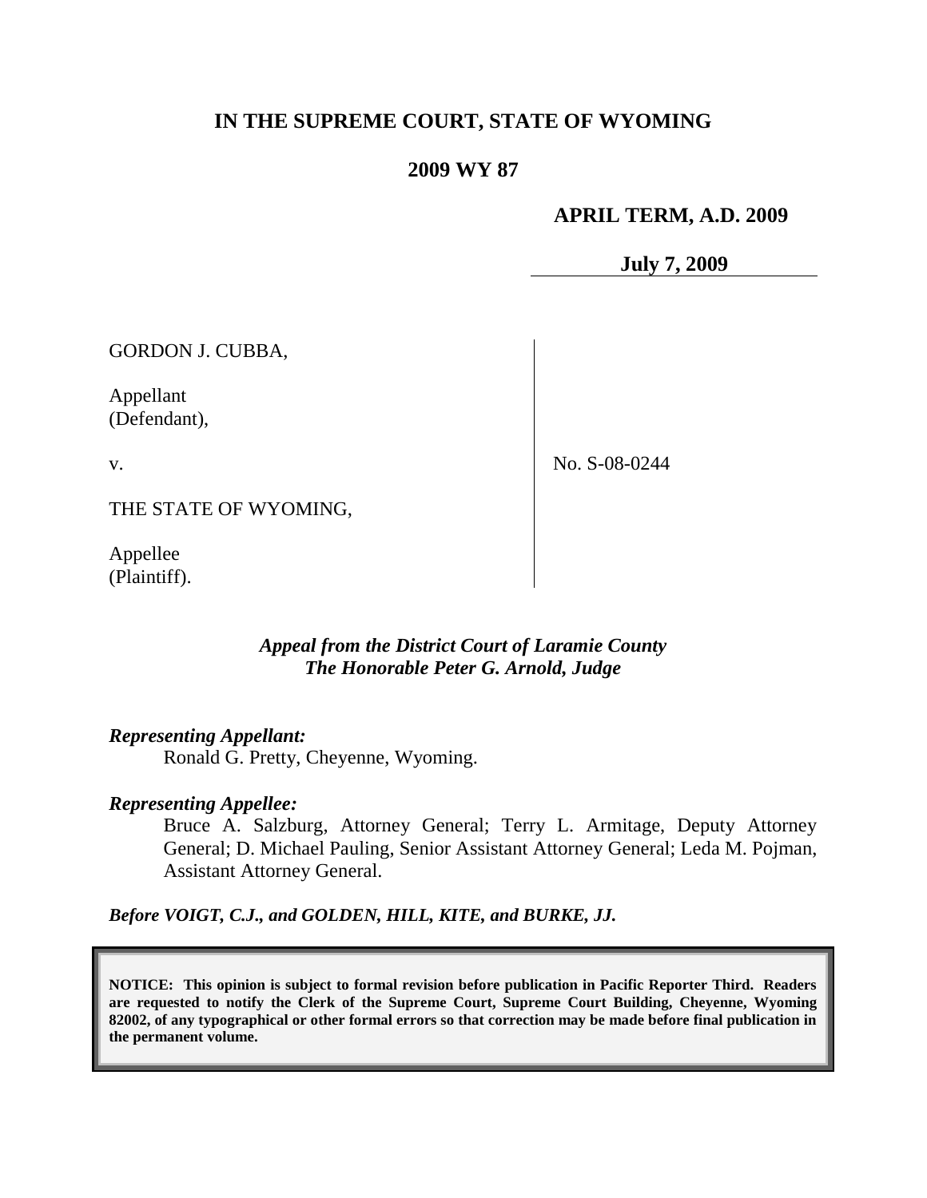**IN THE SUPREME COURT, STATE OF WYOMING**

**2009 WY 87**

**APRIL TERM, A.D. 2009**

**July 7, 2009**

GORDON J. CUBBA,

Appellant
(Defendant),

v.

THE STATE OF WYOMING,

Appellee
(Plaintiff).

No. S-08-0244

***Appeal from the District Court of Laramie County***
***The Honorable Peter G. Arnold, Judge***

***Representing Appellant:***

Ronald G. Pretty, Cheyenne, Wyoming.

***Representing Appellee:***

Bruce A. Salzburg, Attorney General; Terry L. Armitage, Deputy Attorney General; D. Michael Pauling, Senior Assistant Attorney General; Leda M. Pojman, Assistant Attorney General.

***Before VOIGT, C.J., and GOLDEN, HILL, KITE, and BURKE, JJ.***

**NOTICE: This opinion is subject to formal revision before publication in Pacific Reporter Third. Readers are requested to notify the Clerk of the Supreme Court, Supreme Court Building, Cheyenne, Wyoming 82002, of any typographical or other formal errors so that correction may be made before final publication in the permanent volume.**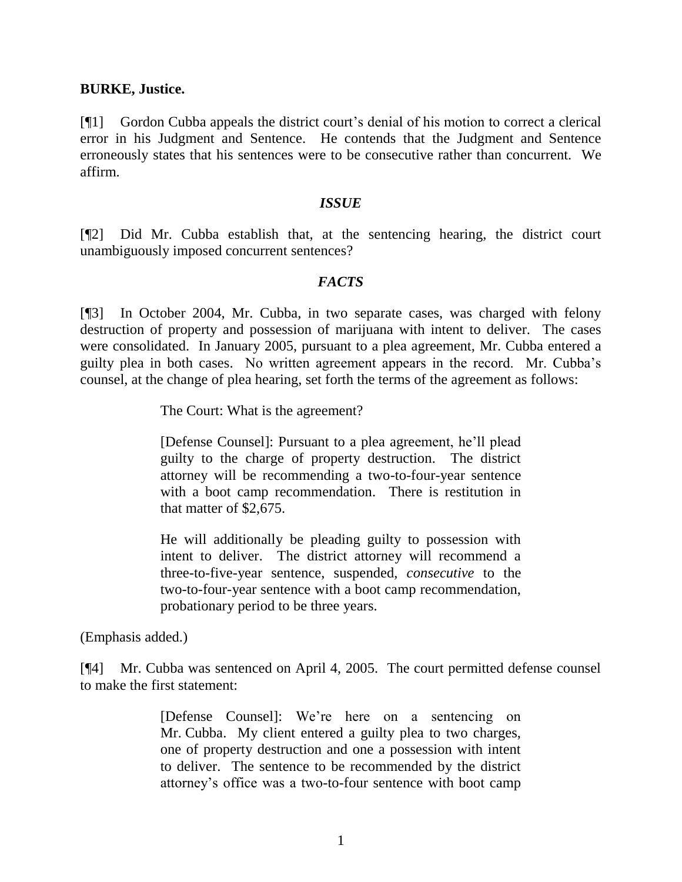**BURKE, Justice.**

[¶1] Gordon Cubba appeals the district court's denial of his motion to correct a clerical error in his Judgment and Sentence. He contends that the Judgment and Sentence erroneously states that his sentences were to be consecutive rather than concurrent. We affirm.

### *ISSUE*

[¶2] Did Mr. Cubba establish that, at the sentencing hearing, the district court unambiguously imposed concurrent sentences?

### *FACTS*

[¶3] In October 2004, Mr. Cubba, in two separate cases, was charged with felony destruction of property and possession of marijuana with intent to deliver. The cases were consolidated. In January 2005, pursuant to a plea agreement, Mr. Cubba entered a guilty plea in both cases. No written agreement appears in the record. Mr. Cubba's counsel, at the change of plea hearing, set forth the terms of the agreement as follows:

> The Court: What is the agreement?
>
> [Defense Counsel]: Pursuant to a plea agreement, he'll plead guilty to the charge of property destruction. The district attorney will be recommending a two-to-four-year sentence with a boot camp recommendation. There is restitution in that matter of $2,675.
>
> He will additionally be pleading guilty to possession with intent to deliver. The district attorney will recommend a three-to-five-year sentence, suspended, *consecutive* to the two-to-four-year sentence with a boot camp recommendation, probationary period to be three years.

(Emphasis added.)

[¶4] Mr. Cubba was sentenced on April 4, 2005. The court permitted defense counsel to make the first statement:

> [Defense Counsel]: We're here on a sentencing on Mr. Cubba. My client entered a guilty plea to two charges, one of property destruction and one a possession with intent to deliver. The sentence to be recommended by the district attorney's office was a two-to-four sentence with boot camp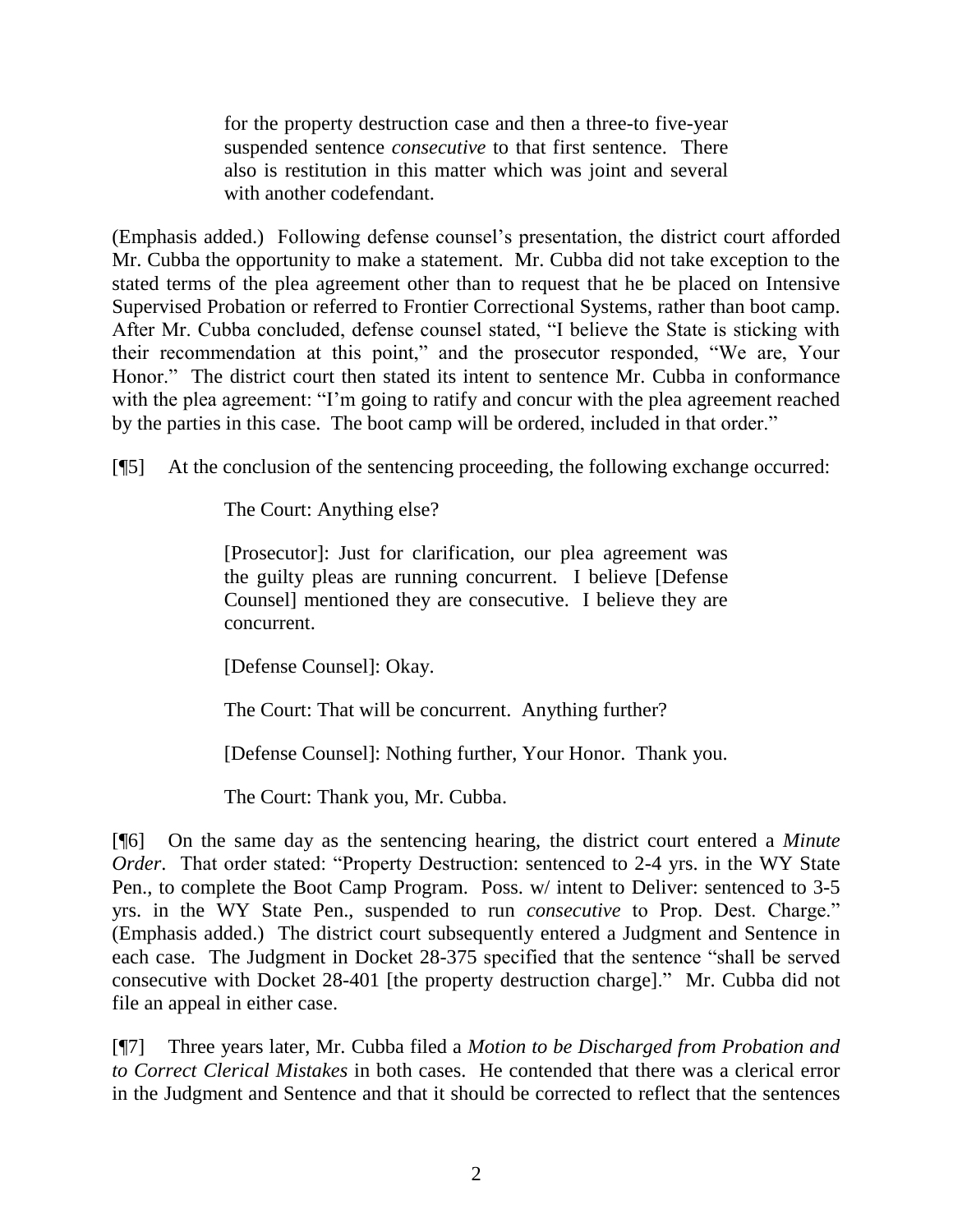> for the property destruction case and then a three-to five-year suspended sentence *consecutive* to that first sentence. There also is restitution in this matter which was joint and several with another codefendant.

(Emphasis added.) Following defense counsel's presentation, the district court afforded Mr. Cubba the opportunity to make a statement. Mr. Cubba did not take exception to the stated terms of the plea agreement other than to request that he be placed on Intensive Supervised Probation or referred to Frontier Correctional Systems, rather than boot camp. After Mr. Cubba concluded, defense counsel stated, "I believe the State is sticking with their recommendation at this point," and the prosecutor responded, "We are, Your Honor." The district court then stated its intent to sentence Mr. Cubba in conformance with the plea agreement: "I'm going to ratify and concur with the plea agreement reached by the parties in this case. The boot camp will be ordered, included in that order."

[¶5] At the conclusion of the sentencing proceeding, the following exchange occurred:

> The Court: Anything else?
>
> [Prosecutor]: Just for clarification, our plea agreement was the guilty pleas are running concurrent. I believe [Defense Counsel] mentioned they are consecutive. I believe they are concurrent.
>
> [Defense Counsel]: Okay.
>
> The Court: That will be concurrent. Anything further?
>
> [Defense Counsel]: Nothing further, Your Honor. Thank you.
>
> The Court: Thank you, Mr. Cubba.

[¶6] On the same day as the sentencing hearing, the district court entered a *Minute Order*. That order stated: "Property Destruction: sentenced to 2-4 yrs. in the WY State Pen., to complete the Boot Camp Program. Poss. w/ intent to Deliver: sentenced to 3-5 yrs. in the WY State Pen., suspended to run *consecutive* to Prop. Dest. Charge." (Emphasis added.) The district court subsequently entered a Judgment and Sentence in each case. The Judgment in Docket 28-375 specified that the sentence "shall be served consecutive with Docket 28-401 [the property destruction charge]." Mr. Cubba did not file an appeal in either case.

[¶7] Three years later, Mr. Cubba filed a *Motion to be Discharged from Probation and to Correct Clerical Mistakes* in both cases. He contended that there was a clerical error in the Judgment and Sentence and that it should be corrected to reflect that the sentences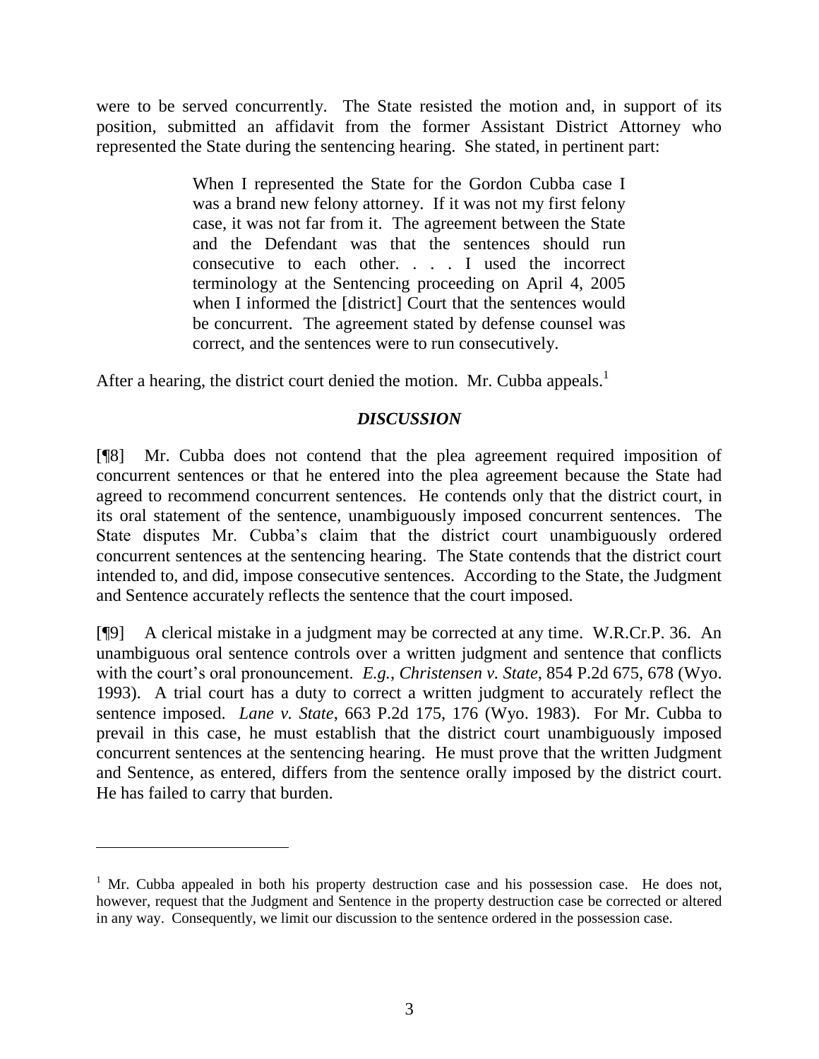were to be served concurrently. The State resisted the motion and, in support of its position, submitted an affidavit from the former Assistant District Attorney who represented the State during the sentencing hearing. She stated, in pertinent part:

> When I represented the State for the Gordon Cubba case I was a brand new felony attorney. If it was not my first felony case, it was not far from it. The agreement between the State and the Defendant was that the sentences should run consecutive to each other. . . . I used the incorrect terminology at the Sentencing proceeding on April 4, 2005 when I informed the [district] Court that the sentences would be concurrent. The agreement stated by defense counsel was correct, and the sentences were to run consecutively.

After a hearing, the district court denied the motion. Mr. Cubba appeals.[1]

## *DISCUSSION*

[¶8] Mr. Cubba does not contend that the plea agreement required imposition of concurrent sentences or that he entered into the plea agreement because the State had agreed to recommend concurrent sentences. He contends only that the district court, in its oral statement of the sentence, unambiguously imposed concurrent sentences. The State disputes Mr. Cubba's claim that the district court unambiguously ordered concurrent sentences at the sentencing hearing. The State contends that the district court intended to, and did, impose consecutive sentences. According to the State, the Judgment and Sentence accurately reflects the sentence that the court imposed.

[¶9] A clerical mistake in a judgment may be corrected at any time. W.R.Cr.P. 36. An unambiguous oral sentence controls over a written judgment and sentence that conflicts with the court's oral pronouncement. *E.g.*, *Christensen v. State*, 854 P.2d 675, 678 (Wyo. 1993). A trial court has a duty to correct a written judgment to accurately reflect the sentence imposed. *Lane v. State*, 663 P.2d 175, 176 (Wyo. 1983). For Mr. Cubba to prevail in this case, he must establish that the district court unambiguously imposed concurrent sentences at the sentencing hearing. He must prove that the written Judgment and Sentence, as entered, differs from the sentence orally imposed by the district court. He has failed to carry that burden.

---

[1] Mr. Cubba appealed in both his property destruction case and his possession case. He does not, however, request that the Judgment and Sentence in the property destruction case be corrected or altered in any way. Consequently, we limit our discussion to the sentence ordered in the possession case.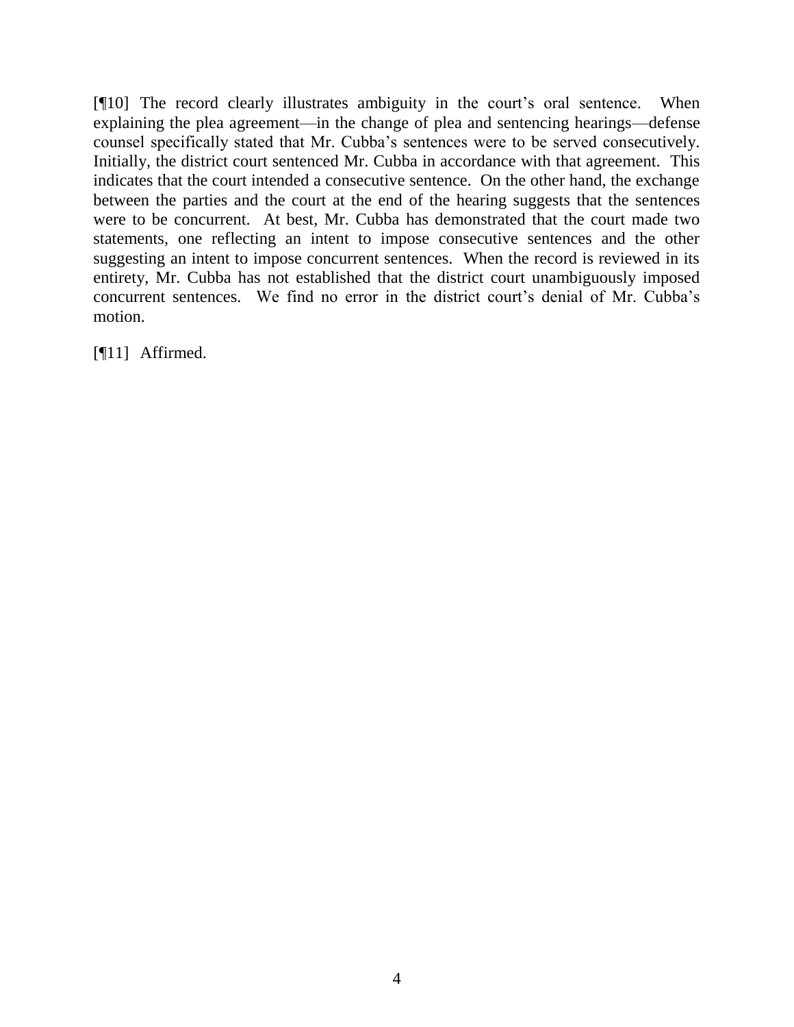[¶10] The record clearly illustrates ambiguity in the court's oral sentence. When explaining the plea agreement—in the change of plea and sentencing hearings—defense counsel specifically stated that Mr. Cubba's sentences were to be served consecutively. Initially, the district court sentenced Mr. Cubba in accordance with that agreement. This indicates that the court intended a consecutive sentence. On the other hand, the exchange between the parties and the court at the end of the hearing suggests that the sentences were to be concurrent. At best, Mr. Cubba has demonstrated that the court made two statements, one reflecting an intent to impose consecutive sentences and the other suggesting an intent to impose concurrent sentences. When the record is reviewed in its entirety, Mr. Cubba has not established that the district court unambiguously imposed concurrent sentences. We find no error in the district court's denial of Mr. Cubba's motion.

[¶11] Affirmed.